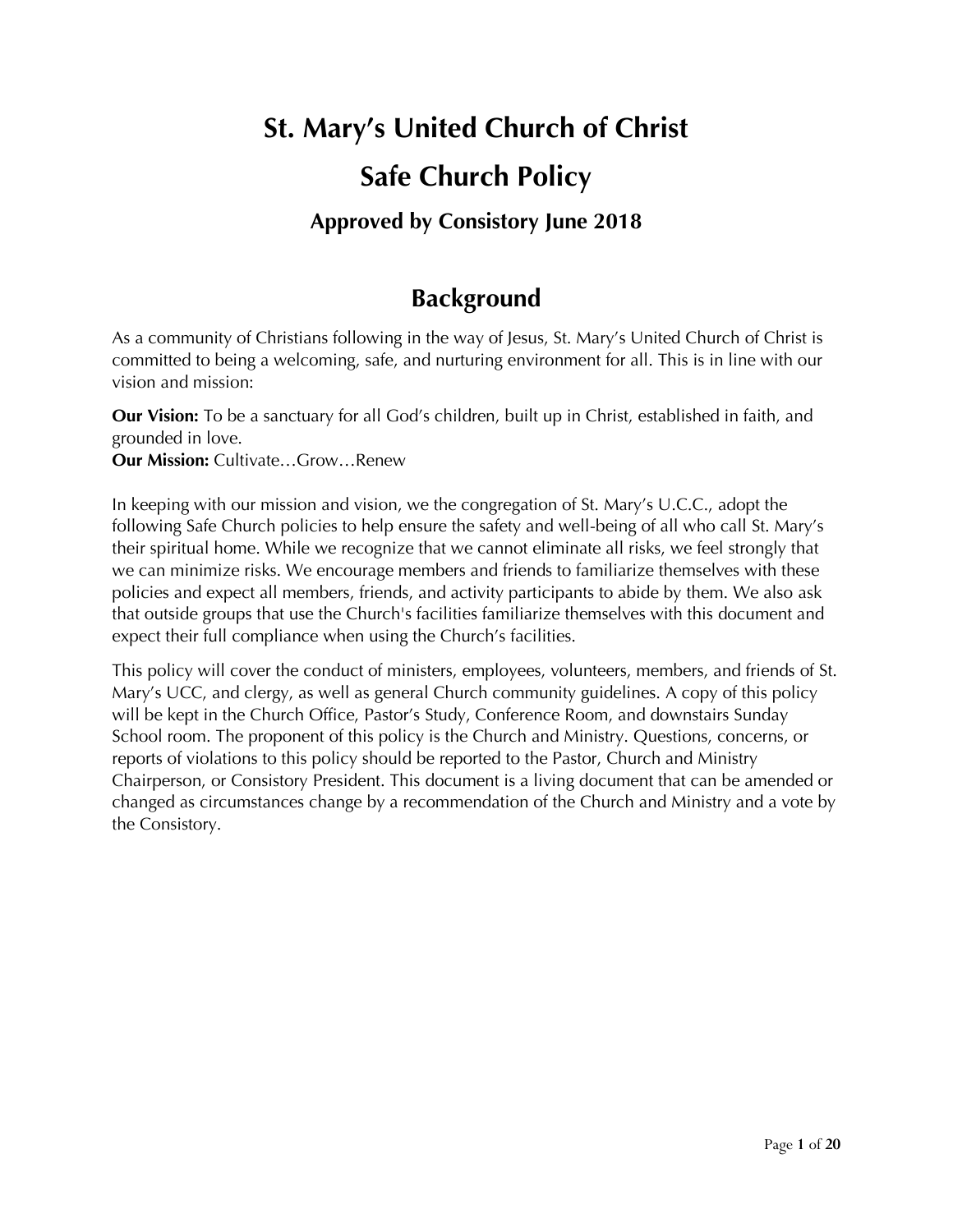# St. Mary's United Church of Christ

# Safe Church Policy

### Approved by Consistory June 2018

## Background

As a community of Christians following in the way of Jesus, St. Mary's United Church of Christ is committed to being a welcoming, safe, and nurturing environment for all. This is in line with our vision and mission:

**Our Vision:** To be a sanctuary for all God's children, built up in Christ, established in faith, and grounded in love.
**Our Mission:** Cultivate…Grow…Renew

In keeping with our mission and vision, we the congregation of St. Mary's U.C.C., adopt the following Safe Church policies to help ensure the safety and well-being of all who call St. Mary's their spiritual home. While we recognize that we cannot eliminate all risks, we feel strongly that we can minimize risks. We encourage members and friends to familiarize themselves with these policies and expect all members, friends, and activity participants to abide by them. We also ask that outside groups that use the Church's facilities familiarize themselves with this document and expect their full compliance when using the Church's facilities.

This policy will cover the conduct of ministers, employees, volunteers, members, and friends of St. Mary's UCC, and clergy, as well as general Church community guidelines. A copy of this policy will be kept in the Church Office, Pastor's Study, Conference Room, and downstairs Sunday School room. The proponent of this policy is the Church and Ministry. Questions, concerns, or reports of violations to this policy should be reported to the Pastor, Church and Ministry Chairperson, or Consistory President. This document is a living document that can be amended or changed as circumstances change by a recommendation of the Church and Ministry and a vote by the Consistory.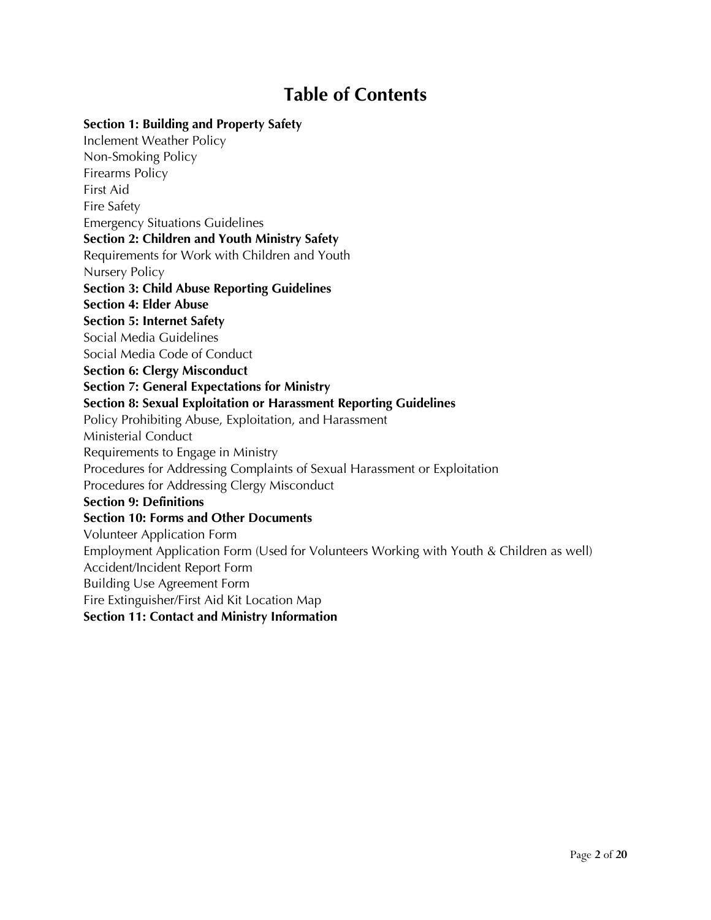# Table of Contents

**Section 1: Building and Property Safety**

Inclement Weather Policy
Non-Smoking Policy
Firearms Policy
First Aid
Fire Safety
Emergency Situations Guidelines

**Section 2: Children and Youth Ministry Safety**

Requirements for Work with Children and Youth
Nursery Policy

**Section 3: Child Abuse Reporting Guidelines**

**Section 4: Elder Abuse**

**Section 5: Internet Safety**

Social Media Guidelines
Social Media Code of Conduct

**Section 6: Clergy Misconduct**

**Section 7: General Expectations for Ministry**

**Section 8: Sexual Exploitation or Harassment Reporting Guidelines**

Policy Prohibiting Abuse, Exploitation, and Harassment
Ministerial Conduct
Requirements to Engage in Ministry
Procedures for Addressing Complaints of Sexual Harassment or Exploitation
Procedures for Addressing Clergy Misconduct

**Section 9: Definitions**

**Section 10: Forms and Other Documents**

Volunteer Application Form
Employment Application Form (Used for Volunteers Working with Youth & Children as well)
Accident/Incident Report Form
Building Use Agreement Form
Fire Extinguisher/First Aid Kit Location Map

**Section 11: Contact and Ministry Information**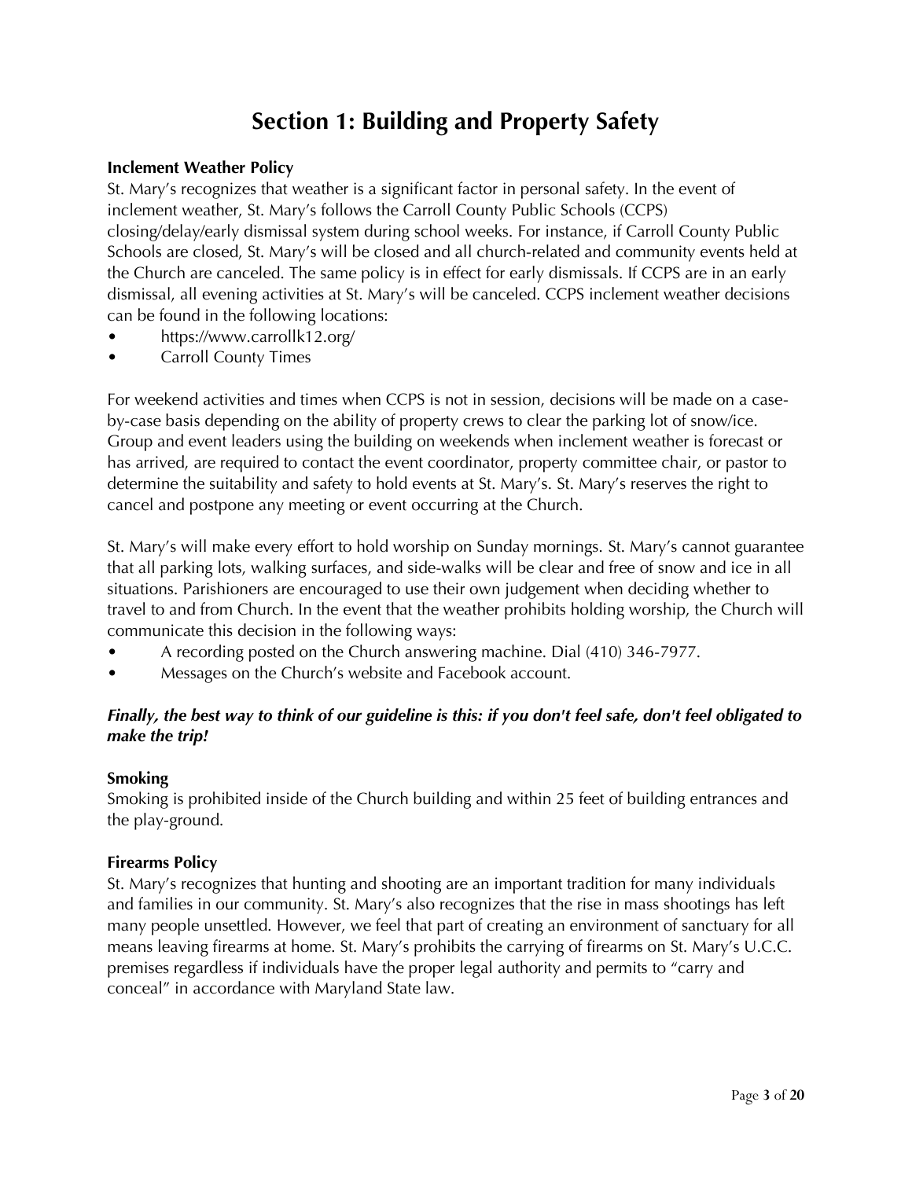# Section 1: Building and Property Safety

**Inclement Weather Policy**

St. Mary's recognizes that weather is a significant factor in personal safety. In the event of inclement weather, St. Mary's follows the Carroll County Public Schools (CCPS) closing/delay/early dismissal system during school weeks. For instance, if Carroll County Public Schools are closed, St. Mary's will be closed and all church-related and community events held at the Church are canceled. The same policy is in effect for early dismissals. If CCPS are in an early dismissal, all evening activities at St. Mary's will be canceled. CCPS inclement weather decisions can be found in the following locations:

- https://www.carrollk12.org/
- Carroll County Times

For weekend activities and times when CCPS is not in session, decisions will be made on a case-by-case basis depending on the ability of property crews to clear the parking lot of snow/ice. Group and event leaders using the building on weekends when inclement weather is forecast or has arrived, are required to contact the event coordinator, property committee chair, or pastor to determine the suitability and safety to hold events at St. Mary's. St. Mary's reserves the right to cancel and postpone any meeting or event occurring at the Church.

St. Mary's will make every effort to hold worship on Sunday mornings. St. Mary's cannot guarantee that all parking lots, walking surfaces, and side-walks will be clear and free of snow and ice in all situations. Parishioners are encouraged to use their own judgement when deciding whether to travel to and from Church. In the event that the weather prohibits holding worship, the Church will communicate this decision in the following ways:

- A recording posted on the Church answering machine. Dial (410) 346-7977.
- Messages on the Church's website and Facebook account.

***Finally, the best way to think of our guideline is this: if you don't feel safe, don't feel obligated to make the trip!***

**Smoking**

Smoking is prohibited inside of the Church building and within 25 feet of building entrances and the play-ground.

**Firearms Policy**

St. Mary's recognizes that hunting and shooting are an important tradition for many individuals and families in our community. St. Mary's also recognizes that the rise in mass shootings has left many people unsettled. However, we feel that part of creating an environment of sanctuary for all means leaving firearms at home. St. Mary's prohibits the carrying of firearms on St. Mary's U.C.C. premises regardless if individuals have the proper legal authority and permits to "carry and conceal" in accordance with Maryland State law.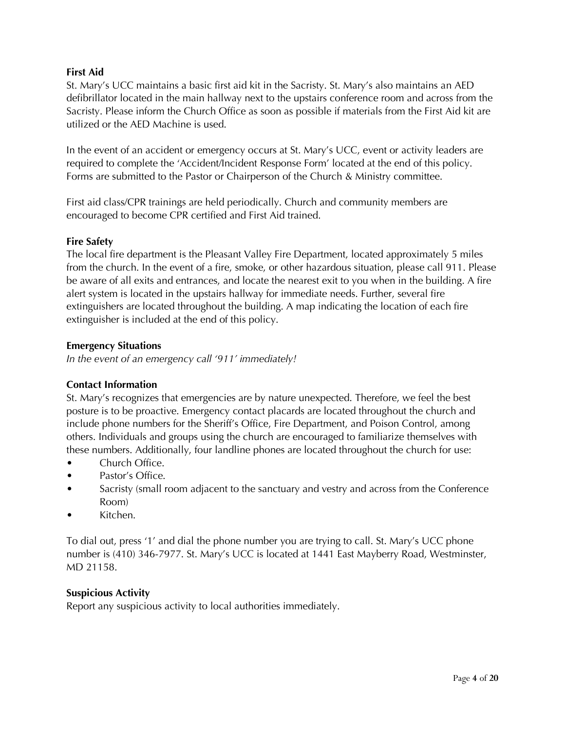**First Aid**

St. Mary's UCC maintains a basic first aid kit in the Sacristy. St. Mary's also maintains an AED defibrillator located in the main hallway next to the upstairs conference room and across from the Sacristy. Please inform the Church Office as soon as possible if materials from the First Aid kit are utilized or the AED Machine is used.

In the event of an accident or emergency occurs at St. Mary's UCC, event or activity leaders are required to complete the 'Accident/Incident Response Form' located at the end of this policy. Forms are submitted to the Pastor or Chairperson of the Church & Ministry committee.

First aid class/CPR trainings are held periodically. Church and community members are encouraged to become CPR certified and First Aid trained.

**Fire Safety**

The local fire department is the Pleasant Valley Fire Department, located approximately 5 miles from the church. In the event of a fire, smoke, or other hazardous situation, please call 911. Please be aware of all exits and entrances, and locate the nearest exit to you when in the building. A fire alert system is located in the upstairs hallway for immediate needs. Further, several fire extinguishers are located throughout the building. A map indicating the location of each fire extinguisher is included at the end of this policy.

**Emergency Situations**

*In the event of an emergency call '911' immediately!*

**Contact Information**

St. Mary's recognizes that emergencies are by nature unexpected. Therefore, we feel the best posture is to be proactive. Emergency contact placards are located throughout the church and include phone numbers for the Sheriff's Office, Fire Department, and Poison Control, among others. Individuals and groups using the church are encouraged to familiarize themselves with these numbers. Additionally, four landline phones are located throughout the church for use:

- Church Office.
- Pastor's Office.
- Sacristy (small room adjacent to the sanctuary and vestry and across from the Conference Room)
- Kitchen.

To dial out, press '1' and dial the phone number you are trying to call. St. Mary's UCC phone number is (410) 346-7977. St. Mary's UCC is located at 1441 East Mayberry Road, Westminster, MD 21158.

**Suspicious Activity**

Report any suspicious activity to local authorities immediately.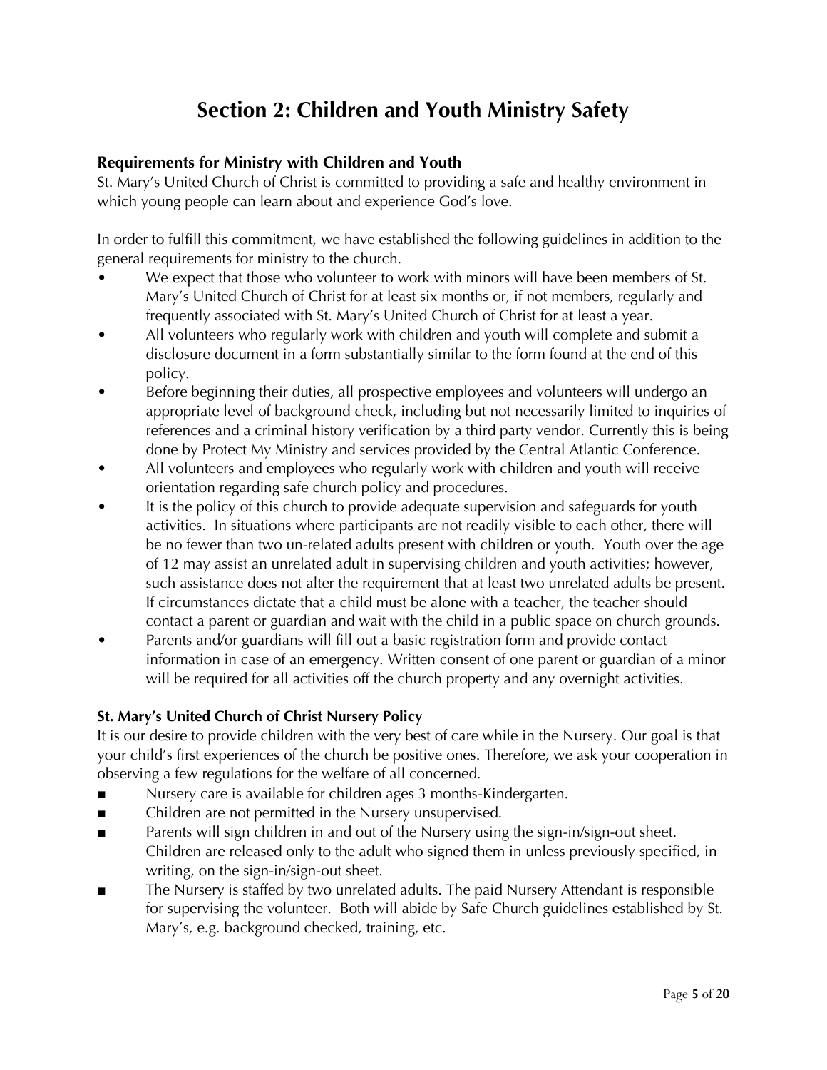# Section 2: Children and Youth Ministry Safety

## Requirements for Ministry with Children and Youth

St. Mary's United Church of Christ is committed to providing a safe and healthy environment in which young people can learn about and experience God's love.

In order to fulfill this commitment, we have established the following guidelines in addition to the general requirements for ministry to the church.

- We expect that those who volunteer to work with minors will have been members of St. Mary's United Church of Christ for at least six months or, if not members, regularly and frequently associated with St. Mary's United Church of Christ for at least a year.
- All volunteers who regularly work with children and youth will complete and submit a disclosure document in a form substantially similar to the form found at the end of this policy.
- Before beginning their duties, all prospective employees and volunteers will undergo an appropriate level of background check, including but not necessarily limited to inquiries of references and a criminal history verification by a third party vendor. Currently this is being done by Protect My Ministry and services provided by the Central Atlantic Conference.
- All volunteers and employees who regularly work with children and youth will receive orientation regarding safe church policy and procedures.
- It is the policy of this church to provide adequate supervision and safeguards for youth activities. In situations where participants are not readily visible to each other, there will be no fewer than two un-related adults present with children or youth. Youth over the age of 12 may assist an unrelated adult in supervising children and youth activities; however, such assistance does not alter the requirement that at least two unrelated adults be present. If circumstances dictate that a child must be alone with a teacher, the teacher should contact a parent or guardian and wait with the child in a public space on church grounds.
- Parents and/or guardians will fill out a basic registration form and provide contact information in case of an emergency. Written consent of one parent or guardian of a minor will be required for all activities off the church property and any overnight activities.

### St. Mary's United Church of Christ Nursery Policy

It is our desire to provide children with the very best of care while in the Nursery. Our goal is that your child's first experiences of the church be positive ones. Therefore, we ask your cooperation in observing a few regulations for the welfare of all concerned.

- Nursery care is available for children ages 3 months-Kindergarten.
- Children are not permitted in the Nursery unsupervised.
- Parents will sign children in and out of the Nursery using the sign-in/sign-out sheet. Children are released only to the adult who signed them in unless previously specified, in writing, on the sign-in/sign-out sheet.
- The Nursery is staffed by two unrelated adults. The paid Nursery Attendant is responsible for supervising the volunteer. Both will abide by Safe Church guidelines established by St. Mary's, e.g. background checked, training, etc.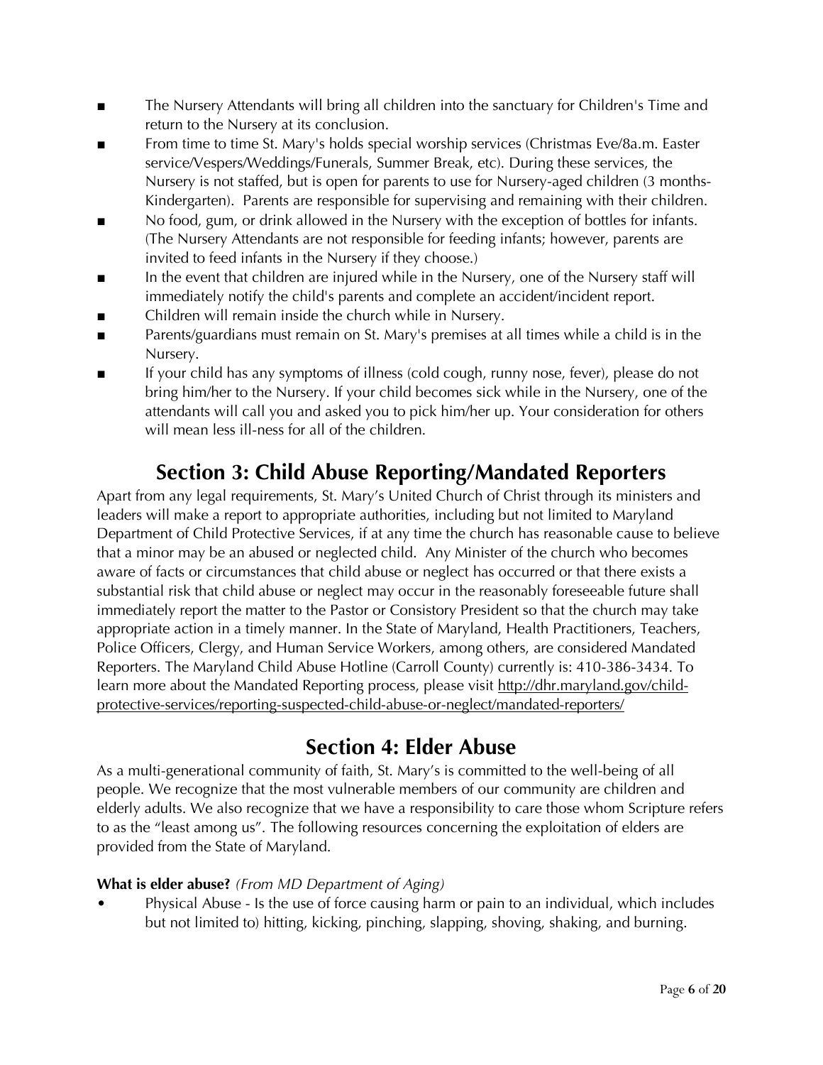- The Nursery Attendants will bring all children into the sanctuary for Children's Time and return to the Nursery at its conclusion.
- From time to time St. Mary's holds special worship services (Christmas Eve/8a.m. Easter service/Vespers/Weddings/Funerals, Summer Break, etc). During these services, the Nursery is not staffed, but is open for parents to use for Nursery-aged children (3 months-Kindergarten). Parents are responsible for supervising and remaining with their children.
- No food, gum, or drink allowed in the Nursery with the exception of bottles for infants. (The Nursery Attendants are not responsible for feeding infants; however, parents are invited to feed infants in the Nursery if they choose.)
- In the event that children are injured while in the Nursery, one of the Nursery staff will immediately notify the child's parents and complete an accident/incident report.
- Children will remain inside the church while in Nursery.
- Parents/guardians must remain on St. Mary's premises at all times while a child is in the Nursery.
- If your child has any symptoms of illness (cold cough, runny nose, fever), please do not bring him/her to the Nursery. If your child becomes sick while in the Nursery, one of the attendants will call you and asked you to pick him/her up. Your consideration for others will mean less ill-ness for all of the children.

## Section 3: Child Abuse Reporting/Mandated Reporters

Apart from any legal requirements, St. Mary's United Church of Christ through its ministers and leaders will make a report to appropriate authorities, including but not limited to Maryland Department of Child Protective Services, if at any time the church has reasonable cause to believe that a minor may be an abused or neglected child. Any Minister of the church who becomes aware of facts or circumstances that child abuse or neglect has occurred or that there exists a substantial risk that child abuse or neglect may occur in the reasonably foreseeable future shall immediately report the matter to the Pastor or Consistory President so that the church may take appropriate action in a timely manner. In the State of Maryland, Health Practitioners, Teachers, Police Officers, Clergy, and Human Service Workers, among others, are considered Mandated Reporters. The Maryland Child Abuse Hotline (Carroll County) currently is: 410-386-3434. To learn more about the Mandated Reporting process, please visit http://dhr.maryland.gov/child-protective-services/reporting-suspected-child-abuse-or-neglect/mandated-reporters/

## Section 4: Elder Abuse

As a multi-generational community of faith, St. Mary's is committed to the well-being of all people. We recognize that the most vulnerable members of our community are children and elderly adults. We also recognize that we have a responsibility to care those whom Scripture refers to as the "least among us". The following resources concerning the exploitation of elders are provided from the State of Maryland.

**What is elder abuse?** *(From MD Department of Aging)*

- Physical Abuse - Is the use of force causing harm or pain to an individual, which includes but not limited to) hitting, kicking, pinching, slapping, shoving, shaking, and burning.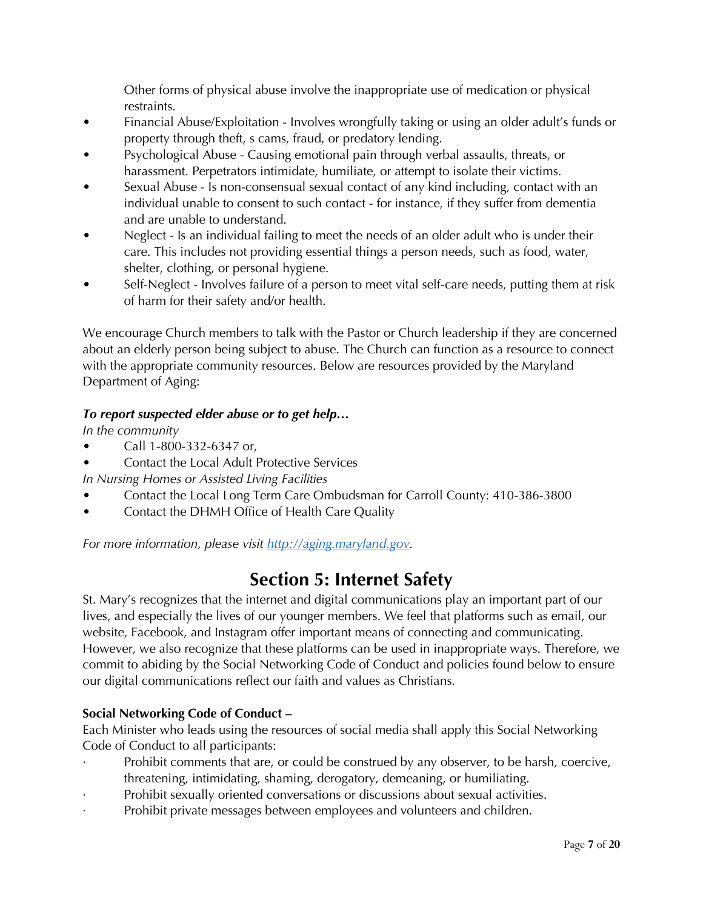Other forms of physical abuse involve the inappropriate use of medication or physical restraints.

- Financial Abuse/Exploitation - Involves wrongfully taking or using an older adult's funds or property through theft, s cams, fraud, or predatory lending.
- Psychological Abuse - Causing emotional pain through verbal assaults, threats, or harassment. Perpetrators intimidate, humiliate, or attempt to isolate their victims.
- Sexual Abuse - Is non-consensual sexual contact of any kind including, contact with an individual unable to consent to such contact - for instance, if they suffer from dementia and are unable to understand.
- Neglect - Is an individual failing to meet the needs of an older adult who is under their care. This includes not providing essential things a person needs, such as food, water, shelter, clothing, or personal hygiene.
- Self-Neglect - Involves failure of a person to meet vital self-care needs, putting them at risk of harm for their safety and/or health.

We encourage Church members to talk with the Pastor or Church leadership if they are concerned about an elderly person being subject to abuse. The Church can function as a resource to connect with the appropriate community resources. Below are resources provided by the Maryland Department of Aging:

***To report suspected elder abuse or to get help…***

*In the community*

- Call 1-800-332-6347 or,
- Contact the Local Adult Protective Services

*In Nursing Homes or Assisted Living Facilities*

- Contact the Local Long Term Care Ombudsman for Carroll County: 410-386-3800
- Contact the DHMH Office of Health Care Quality

*For more information, please visit [http://aging.maryland.gov](http://aging.maryland.gov).*

# Section 5: Internet Safety

St. Mary's recognizes that the internet and digital communications play an important part of our lives, and especially the lives of our younger members. We feel that platforms such as email, our website, Facebook, and Instagram offer important means of connecting and communicating. However, we also recognize that these platforms can be used in inappropriate ways. Therefore, we commit to abiding by the Social Networking Code of Conduct and policies found below to ensure our digital communications reflect our faith and values as Christians.

**Social Networking Code of Conduct –**

Each Minister who leads using the resources of social media shall apply this Social Networking Code of Conduct to all participants:

- Prohibit comments that are, or could be construed by any observer, to be harsh, coercive, threatening, intimidating, shaming, derogatory, demeaning, or humiliating.
- Prohibit sexually oriented conversations or discussions about sexual activities.
- Prohibit private messages between employees and volunteers and children.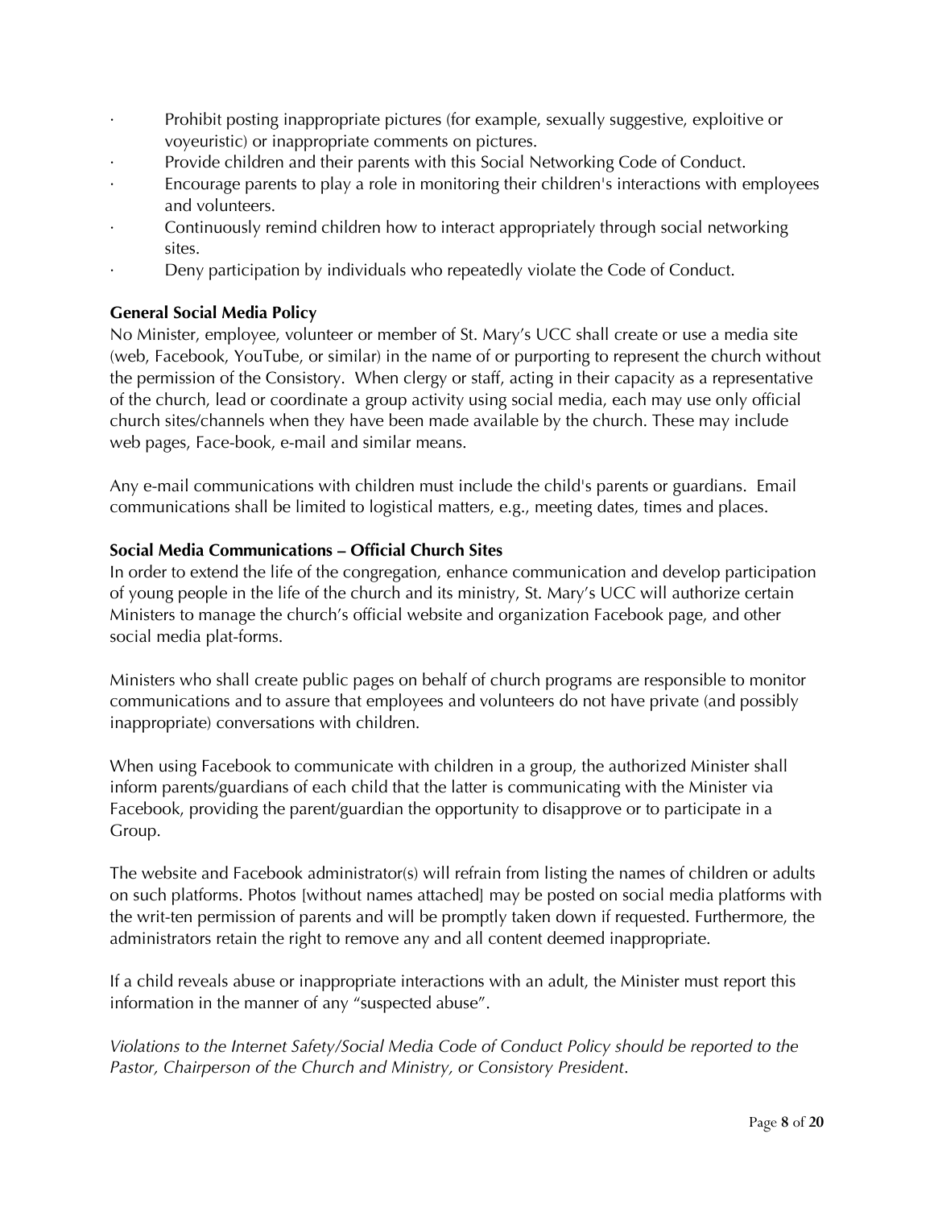- Prohibit posting inappropriate pictures (for example, sexually suggestive, exploitive or voyeuristic) or inappropriate comments on pictures.
- Provide children and their parents with this Social Networking Code of Conduct.
- Encourage parents to play a role in monitoring their children's interactions with employees and volunteers.
- Continuously remind children how to interact appropriately through social networking sites.
- Deny participation by individuals who repeatedly violate the Code of Conduct.

**General Social Media Policy**

No Minister, employee, volunteer or member of St. Mary's UCC shall create or use a media site (web, Facebook, YouTube, or similar) in the name of or purporting to represent the church without the permission of the Consistory. When clergy or staff, acting in their capacity as a representative of the church, lead or coordinate a group activity using social media, each may use only official church sites/channels when they have been made available by the church. These may include web pages, Face-book, e-mail and similar means.

Any e-mail communications with children must include the child's parents or guardians. Email communications shall be limited to logistical matters, e.g., meeting dates, times and places.

**Social Media Communications – Official Church Sites**

In order to extend the life of the congregation, enhance communication and develop participation of young people in the life of the church and its ministry, St. Mary's UCC will authorize certain Ministers to manage the church's official website and organization Facebook page, and other social media plat-forms.

Ministers who shall create public pages on behalf of church programs are responsible to monitor communications and to assure that employees and volunteers do not have private (and possibly inappropriate) conversations with children.

When using Facebook to communicate with children in a group, the authorized Minister shall inform parents/guardians of each child that the latter is communicating with the Minister via Facebook, providing the parent/guardian the opportunity to disapprove or to participate in a Group.

The website and Facebook administrator(s) will refrain from listing the names of children or adults on such platforms. Photos [without names attached] may be posted on social media platforms with the writ-ten permission of parents and will be promptly taken down if requested. Furthermore, the administrators retain the right to remove any and all content deemed inappropriate.

If a child reveals abuse or inappropriate interactions with an adult, the Minister must report this information in the manner of any "suspected abuse".

*Violations to the Internet Safety/Social Media Code of Conduct Policy should be reported to the Pastor, Chairperson of the Church and Ministry, or Consistory President*.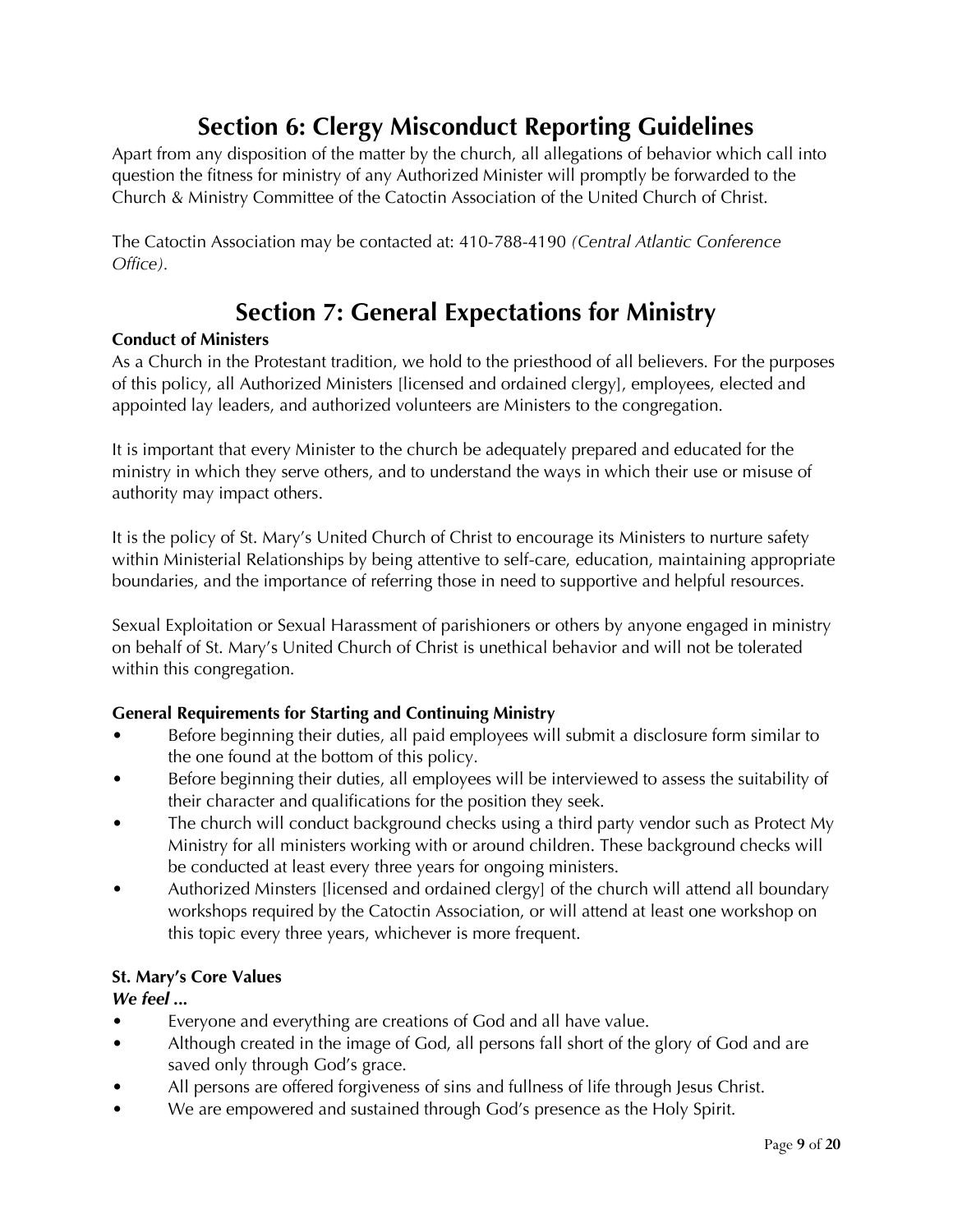# Section 6: Clergy Misconduct Reporting Guidelines

Apart from any disposition of the matter by the church, all allegations of behavior which call into question the fitness for ministry of any Authorized Minister will promptly be forwarded to the Church & Ministry Committee of the Catoctin Association of the United Church of Christ.

The Catoctin Association may be contacted at: 410-788-4190 *(Central Atlantic Conference Office).*

# Section 7: General Expectations for Ministry

**Conduct of Ministers**

As a Church in the Protestant tradition, we hold to the priesthood of all believers. For the purposes of this policy, all Authorized Ministers [licensed and ordained clergy], employees, elected and appointed lay leaders, and authorized volunteers are Ministers to the congregation.

It is important that every Minister to the church be adequately prepared and educated for the ministry in which they serve others, and to understand the ways in which their use or misuse of authority may impact others.

It is the policy of St. Mary's United Church of Christ to encourage its Ministers to nurture safety within Ministerial Relationships by being attentive to self-care, education, maintaining appropriate boundaries, and the importance of referring those in need to supportive and helpful resources.

Sexual Exploitation or Sexual Harassment of parishioners or others by anyone engaged in ministry on behalf of St. Mary's United Church of Christ is unethical behavior and will not be tolerated within this congregation.

**General Requirements for Starting and Continuing Ministry**

- Before beginning their duties, all paid employees will submit a disclosure form similar to the one found at the bottom of this policy.
- Before beginning their duties, all employees will be interviewed to assess the suitability of their character and qualifications for the position they seek.
- The church will conduct background checks using a third party vendor such as Protect My Ministry for all ministers working with or around children. These background checks will be conducted at least every three years for ongoing ministers.
- Authorized Minsters [licensed and ordained clergy] of the church will attend all boundary workshops required by the Catoctin Association, or will attend at least one workshop on this topic every three years, whichever is more frequent.

**St. Mary's Core Values**

***We feel ...***

- Everyone and everything are creations of God and all have value.
- Although created in the image of God, all persons fall short of the glory of God and are saved only through God's grace.
- All persons are offered forgiveness of sins and fullness of life through Jesus Christ.
- We are empowered and sustained through God's presence as the Holy Spirit.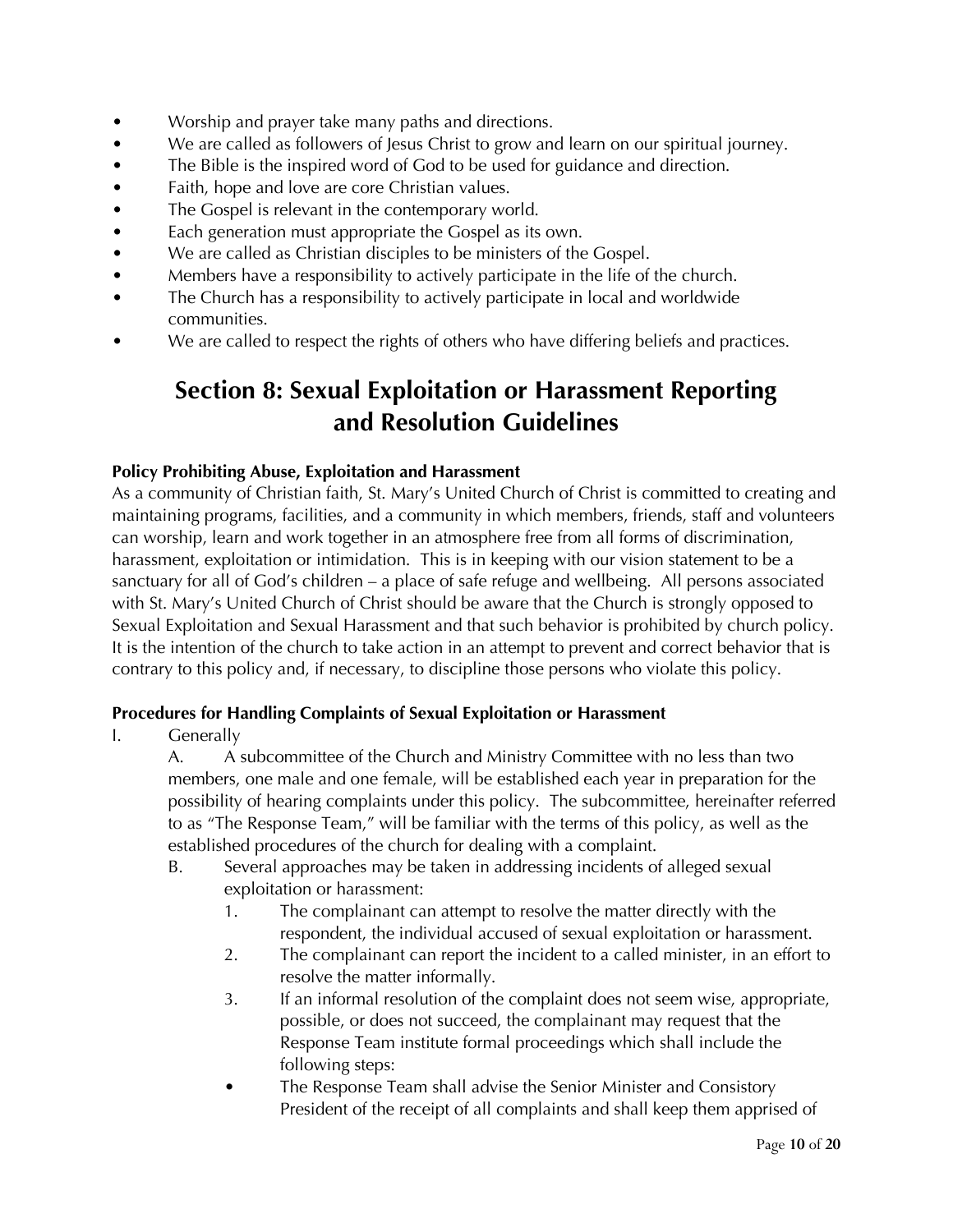- Worship and prayer take many paths and directions.
- We are called as followers of Jesus Christ to grow and learn on our spiritual journey.
- The Bible is the inspired word of God to be used for guidance and direction.
- Faith, hope and love are core Christian values.
- The Gospel is relevant in the contemporary world.
- Each generation must appropriate the Gospel as its own.
- We are called as Christian disciples to be ministers of the Gospel.
- Members have a responsibility to actively participate in the life of the church.
- The Church has a responsibility to actively participate in local and worldwide communities.
- We are called to respect the rights of others who have differing beliefs and practices.

# Section 8: Sexual Exploitation or Harassment Reporting and Resolution Guidelines

**Policy Prohibiting Abuse, Exploitation and Harassment**

As a community of Christian faith, St. Mary's United Church of Christ is committed to creating and maintaining programs, facilities, and a community in which members, friends, staff and volunteers can worship, learn and work together in an atmosphere free from all forms of discrimination, harassment, exploitation or intimidation. This is in keeping with our vision statement to be a sanctuary for all of God's children – a place of safe refuge and wellbeing. All persons associated with St. Mary's United Church of Christ should be aware that the Church is strongly opposed to Sexual Exploitation and Sexual Harassment and that such behavior is prohibited by church policy. It is the intention of the church to take action in an attempt to prevent and correct behavior that is contrary to this policy and, if necessary, to discipline those persons who violate this policy.

**Procedures for Handling Complaints of Sexual Exploitation or Harassment**

I. Generally

A. A subcommittee of the Church and Ministry Committee with no less than two members, one male and one female, will be established each year in preparation for the possibility of hearing complaints under this policy. The subcommittee, hereinafter referred to as "The Response Team," will be familiar with the terms of this policy, as well as the established procedures of the church for dealing with a complaint.

B. Several approaches may be taken in addressing incidents of alleged sexual exploitation or harassment:

1. The complainant can attempt to resolve the matter directly with the respondent, the individual accused of sexual exploitation or harassment.
2. The complainant can report the incident to a called minister, in an effort to resolve the matter informally.
3. If an informal resolution of the complaint does not seem wise, appropriate, possible, or does not succeed, the complainant may request that the Response Team institute formal proceedings which shall include the following steps:

- The Response Team shall advise the Senior Minister and Consistory President of the receipt of all complaints and shall keep them apprised of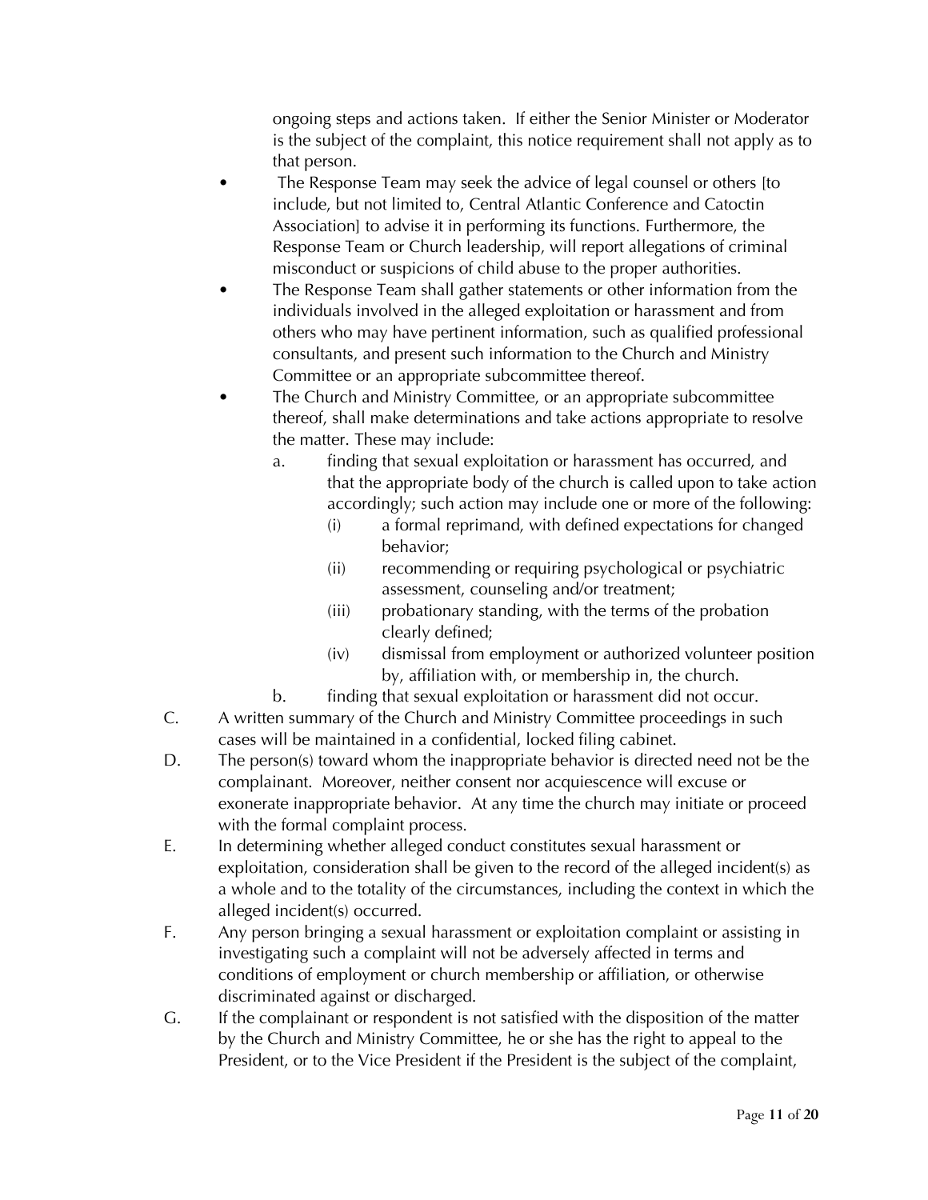ongoing steps and actions taken. If either the Senior Minister or Moderator is the subject of the complaint, this notice requirement shall not apply as to that person.

- The Response Team may seek the advice of legal counsel or others [to include, but not limited to, Central Atlantic Conference and Catoctin Association] to advise it in performing its functions. Furthermore, the Response Team or Church leadership, will report allegations of criminal misconduct or suspicions of child abuse to the proper authorities.
- The Response Team shall gather statements or other information from the individuals involved in the alleged exploitation or harassment and from others who may have pertinent information, such as qualified professional consultants, and present such information to the Church and Ministry Committee or an appropriate subcommittee thereof.
- The Church and Ministry Committee, or an appropriate subcommittee thereof, shall make determinations and take actions appropriate to resolve the matter. These may include:
    - a. finding that sexual exploitation or harassment has occurred, and that the appropriate body of the church is called upon to take action accordingly; such action may include one or more of the following:
        - (i) a formal reprimand, with defined expectations for changed behavior;
        - (ii) recommending or requiring psychological or psychiatric assessment, counseling and/or treatment;
        - (iii) probationary standing, with the terms of the probation clearly defined;
        - (iv) dismissal from employment or authorized volunteer position by, affiliation with, or membership in, the church.
    - b. finding that sexual exploitation or harassment did not occur.

C. A written summary of the Church and Ministry Committee proceedings in such cases will be maintained in a confidential, locked filing cabinet.

D. The person(s) toward whom the inappropriate behavior is directed need not be the complainant. Moreover, neither consent nor acquiescence will excuse or exonerate inappropriate behavior. At any time the church may initiate or proceed with the formal complaint process.

E. In determining whether alleged conduct constitutes sexual harassment or exploitation, consideration shall be given to the record of the alleged incident(s) as a whole and to the totality of the circumstances, including the context in which the alleged incident(s) occurred.

F. Any person bringing a sexual harassment or exploitation complaint or assisting in investigating such a complaint will not be adversely affected in terms and conditions of employment or church membership or affiliation, or otherwise discriminated against or discharged.

G. If the complainant or respondent is not satisfied with the disposition of the matter by the Church and Ministry Committee, he or she has the right to appeal to the President, or to the Vice President if the President is the subject of the complaint,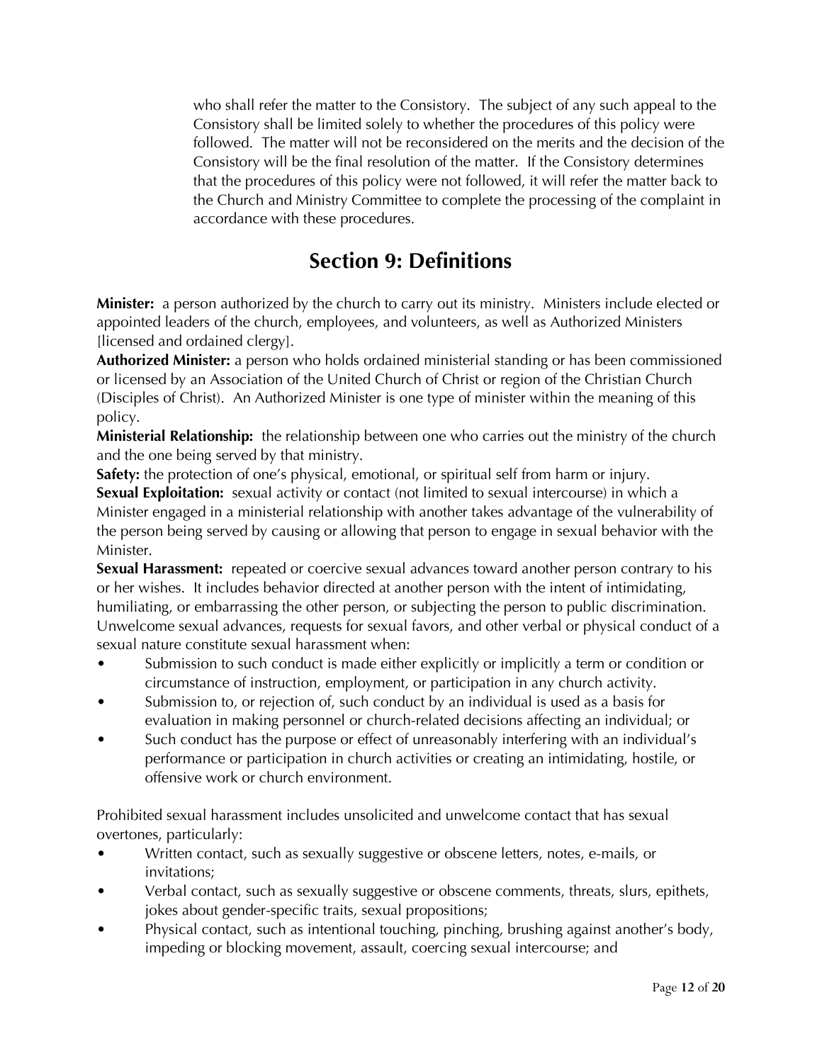who shall refer the matter to the Consistory. The subject of any such appeal to the Consistory shall be limited solely to whether the procedures of this policy were followed. The matter will not be reconsidered on the merits and the decision of the Consistory will be the final resolution of the matter. If the Consistory determines that the procedures of this policy were not followed, it will refer the matter back to the Church and Ministry Committee to complete the processing of the complaint in accordance with these procedures.

## Section 9: Definitions

**Minister:** a person authorized by the church to carry out its ministry. Ministers include elected or appointed leaders of the church, employees, and volunteers, as well as Authorized Ministers [licensed and ordained clergy].

**Authorized Minister:** a person who holds ordained ministerial standing or has been commissioned or licensed by an Association of the United Church of Christ or region of the Christian Church (Disciples of Christ). An Authorized Minister is one type of minister within the meaning of this policy.

**Ministerial Relationship:** the relationship between one who carries out the ministry of the church and the one being served by that ministry.

**Safety:** the protection of one's physical, emotional, or spiritual self from harm or injury.

**Sexual Exploitation:** sexual activity or contact (not limited to sexual intercourse) in which a Minister engaged in a ministerial relationship with another takes advantage of the vulnerability of the person being served by causing or allowing that person to engage in sexual behavior with the Minister.

**Sexual Harassment:** repeated or coercive sexual advances toward another person contrary to his or her wishes. It includes behavior directed at another person with the intent of intimidating, humiliating, or embarrassing the other person, or subjecting the person to public discrimination. Unwelcome sexual advances, requests for sexual favors, and other verbal or physical conduct of a sexual nature constitute sexual harassment when:

- Submission to such conduct is made either explicitly or implicitly a term or condition or circumstance of instruction, employment, or participation in any church activity.
- Submission to, or rejection of, such conduct by an individual is used as a basis for evaluation in making personnel or church-related decisions affecting an individual; or
- Such conduct has the purpose or effect of unreasonably interfering with an individual's performance or participation in church activities or creating an intimidating, hostile, or offensive work or church environment.

Prohibited sexual harassment includes unsolicited and unwelcome contact that has sexual overtones, particularly:

- Written contact, such as sexually suggestive or obscene letters, notes, e-mails, or invitations;
- Verbal contact, such as sexually suggestive or obscene comments, threats, slurs, epithets, jokes about gender-specific traits, sexual propositions;
- Physical contact, such as intentional touching, pinching, brushing against another's body, impeding or blocking movement, assault, coercing sexual intercourse; and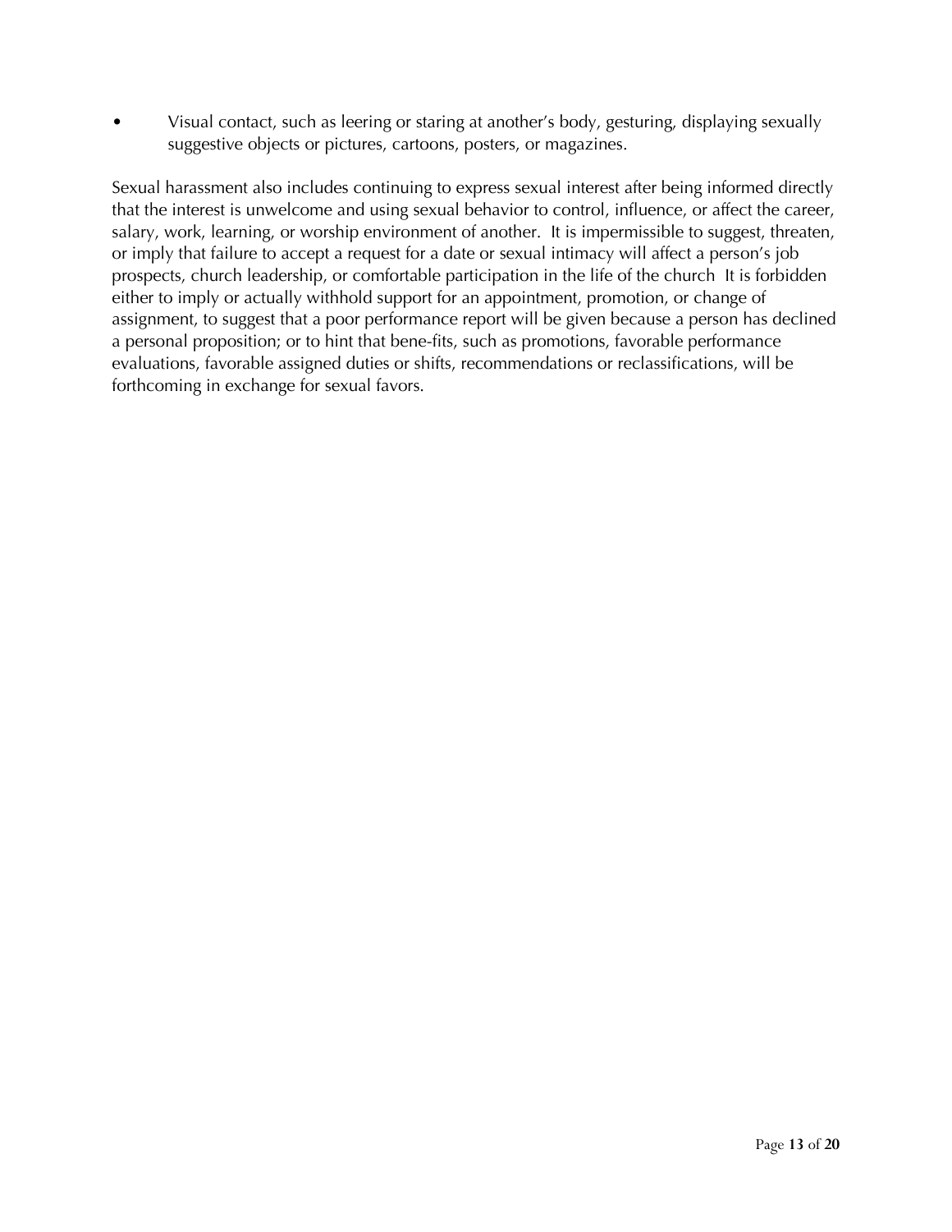- Visual contact, such as leering or staring at another's body, gesturing, displaying sexually suggestive objects or pictures, cartoons, posters, or magazines.

Sexual harassment also includes continuing to express sexual interest after being informed directly that the interest is unwelcome and using sexual behavior to control, influence, or affect the career, salary, work, learning, or worship environment of another. It is impermissible to suggest, threaten, or imply that failure to accept a request for a date or sexual intimacy will affect a person's job prospects, church leadership, or comfortable participation in the life of the church It is forbidden either to imply or actually withhold support for an appointment, promotion, or change of assignment, to suggest that a poor performance report will be given because a person has declined a personal proposition; or to hint that bene-fits, such as promotions, favorable performance evaluations, favorable assigned duties or shifts, recommendations or reclassifications, will be forthcoming in exchange for sexual favors.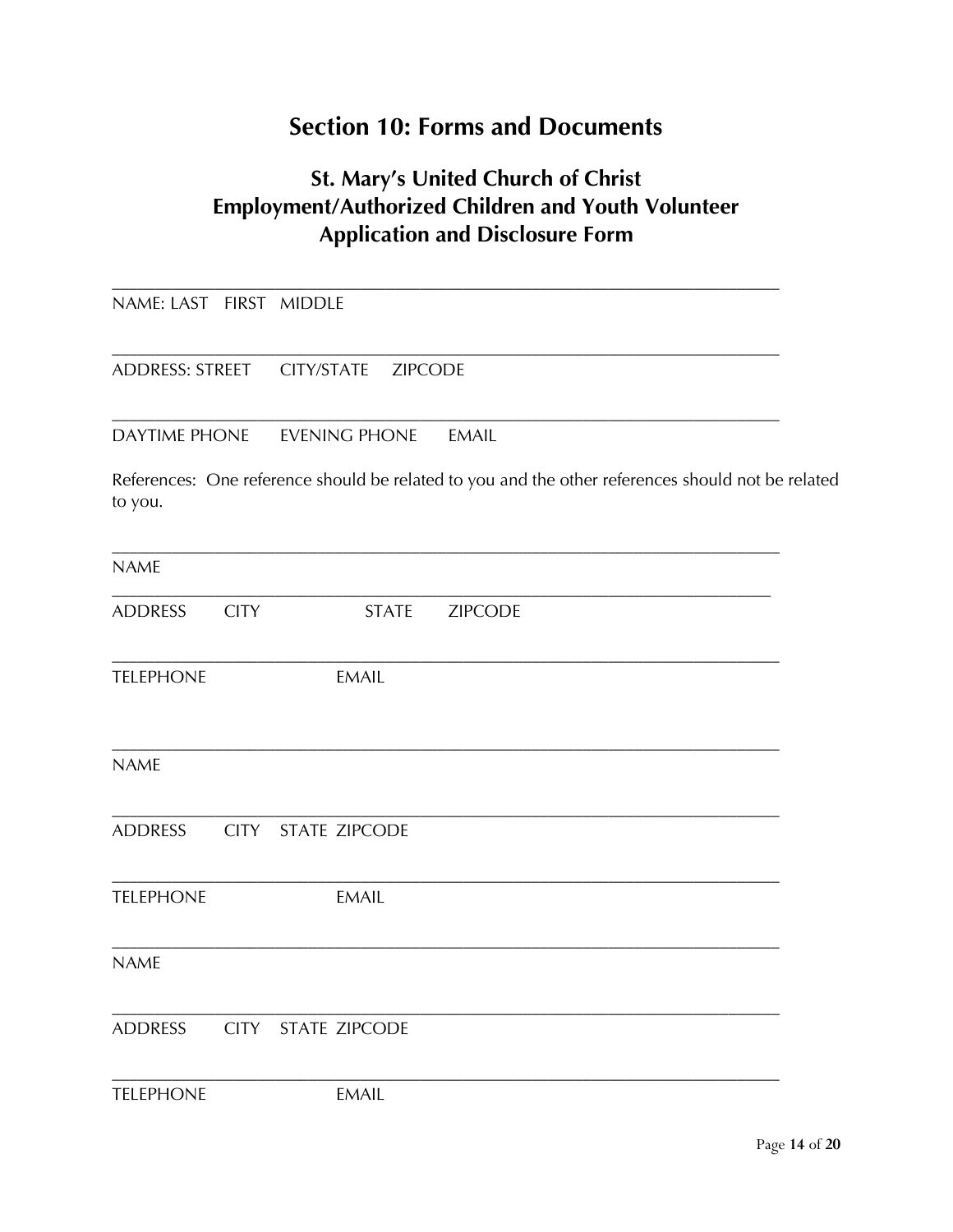## Section 10: Forms and Documents

### St. Mary's United Church of Christ
### Employment/Authorized Children and Youth Volunteer
### Application and Disclosure Form

\_\_\_\_\_\_\_\_\_\_\_\_\_\_\_\_\_\_\_\_\_\_\_\_\_\_\_\_\_\_\_\_\_\_\_\_\_\_\_\_\_\_\_\_\_\_\_\_\_\_\_\_\_\_\_\_\_\_\_\_

NAME: LAST FIRST MIDDLE

\_\_\_\_\_\_\_\_\_\_\_\_\_\_\_\_\_\_\_\_\_\_\_\_\_\_\_\_\_\_\_\_\_\_\_\_\_\_\_\_\_\_\_\_\_\_\_\_\_\_\_\_\_\_\_\_\_\_\_\_

ADDRESS: STREET CITY/STATE ZIPCODE

\_\_\_\_\_\_\_\_\_\_\_\_\_\_\_\_\_\_\_\_\_\_\_\_\_\_\_\_\_\_\_\_\_\_\_\_\_\_\_\_\_\_\_\_\_\_\_\_\_\_\_\_\_\_\_\_\_\_\_\_

DAYTIME PHONE EVENING PHONE EMAIL

References: One reference should be related to you and the other references should not be related to you.

\_\_\_\_\_\_\_\_\_\_\_\_\_\_\_\_\_\_\_\_\_\_\_\_\_\_\_\_\_\_\_\_\_\_\_\_\_\_\_\_\_\_\_\_\_\_\_\_\_\_\_\_\_\_\_\_\_\_\_\_

NAME

\_\_\_\_\_\_\_\_\_\_\_\_\_\_\_\_\_\_\_\_\_\_\_\_\_\_\_\_\_\_\_\_\_\_\_\_\_\_\_\_\_\_\_\_\_\_\_\_\_\_\_\_\_\_\_\_\_\_\_\_

ADDRESS CITY STATE ZIPCODE

\_\_\_\_\_\_\_\_\_\_\_\_\_\_\_\_\_\_\_\_\_\_\_\_\_\_\_\_\_\_\_\_\_\_\_\_\_\_\_\_\_\_\_\_\_\_\_\_\_\_\_\_\_\_\_\_\_\_\_\_

TELEPHONE EMAIL

\_\_\_\_\_\_\_\_\_\_\_\_\_\_\_\_\_\_\_\_\_\_\_\_\_\_\_\_\_\_\_\_\_\_\_\_\_\_\_\_\_\_\_\_\_\_\_\_\_\_\_\_\_\_\_\_\_\_\_\_

NAME

\_\_\_\_\_\_\_\_\_\_\_\_\_\_\_\_\_\_\_\_\_\_\_\_\_\_\_\_\_\_\_\_\_\_\_\_\_\_\_\_\_\_\_\_\_\_\_\_\_\_\_\_\_\_\_\_\_\_\_\_

ADDRESS CITY STATE ZIPCODE

\_\_\_\_\_\_\_\_\_\_\_\_\_\_\_\_\_\_\_\_\_\_\_\_\_\_\_\_\_\_\_\_\_\_\_\_\_\_\_\_\_\_\_\_\_\_\_\_\_\_\_\_\_\_\_\_\_\_\_\_

TELEPHONE EMAIL

\_\_\_\_\_\_\_\_\_\_\_\_\_\_\_\_\_\_\_\_\_\_\_\_\_\_\_\_\_\_\_\_\_\_\_\_\_\_\_\_\_\_\_\_\_\_\_\_\_\_\_\_\_\_\_\_\_\_\_\_

NAME

\_\_\_\_\_\_\_\_\_\_\_\_\_\_\_\_\_\_\_\_\_\_\_\_\_\_\_\_\_\_\_\_\_\_\_\_\_\_\_\_\_\_\_\_\_\_\_\_\_\_\_\_\_\_\_\_\_\_\_\_

ADDRESS CITY STATE ZIPCODE

\_\_\_\_\_\_\_\_\_\_\_\_\_\_\_\_\_\_\_\_\_\_\_\_\_\_\_\_\_\_\_\_\_\_\_\_\_\_\_\_\_\_\_\_\_\_\_\_\_\_\_\_\_\_\_\_\_\_\_\_

TELEPHONE EMAIL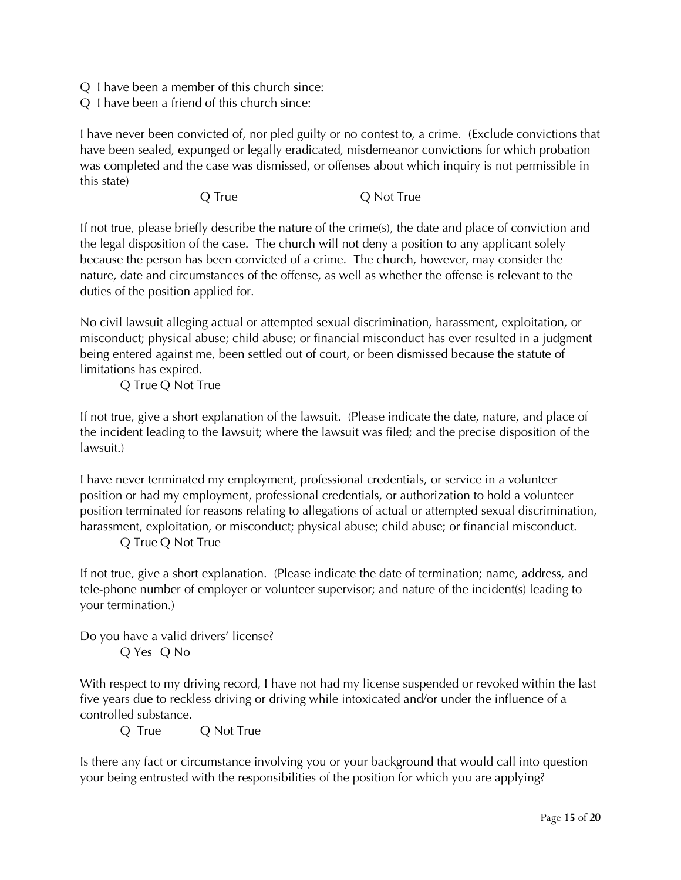Q I have been a member of this church since:

Q I have been a friend of this church since:

I have never been convicted of, nor pled guilty or no contest to, a crime. (Exclude convictions that have been sealed, expunged or legally eradicated, misdemeanor convictions for which probation was completed and the case was dismissed, or offenses about which inquiry is not permissible in this state)

Q True Q Not True

If not true, please briefly describe the nature of the crime(s), the date and place of conviction and the legal disposition of the case. The church will not deny a position to any applicant solely because the person has been convicted of a crime. The church, however, may consider the nature, date and circumstances of the offense, as well as whether the offense is relevant to the duties of the position applied for.

No civil lawsuit alleging actual or attempted sexual discrimination, harassment, exploitation, or misconduct; physical abuse; child abuse; or financial misconduct has ever resulted in a judgment being entered against me, been settled out of court, or been dismissed because the statute of limitations has expired.

Q True Q Not True

If not true, give a short explanation of the lawsuit. (Please indicate the date, nature, and place of the incident leading to the lawsuit; where the lawsuit was filed; and the precise disposition of the lawsuit.)

I have never terminated my employment, professional credentials, or service in a volunteer position or had my employment, professional credentials, or authorization to hold a volunteer position terminated for reasons relating to allegations of actual or attempted sexual discrimination, harassment, exploitation, or misconduct; physical abuse; child abuse; or financial misconduct.

Q True Q Not True

If not true, give a short explanation. (Please indicate the date of termination; name, address, and tele-phone number of employer or volunteer supervisor; and nature of the incident(s) leading to your termination.)

Do you have a valid drivers' license?

Q Yes Q No

With respect to my driving record, I have not had my license suspended or revoked within the last five years due to reckless driving or driving while intoxicated and/or under the influence of a controlled substance.

Q True Q Not True

Is there any fact or circumstance involving you or your background that would call into question your being entrusted with the responsibilities of the position for which you are applying?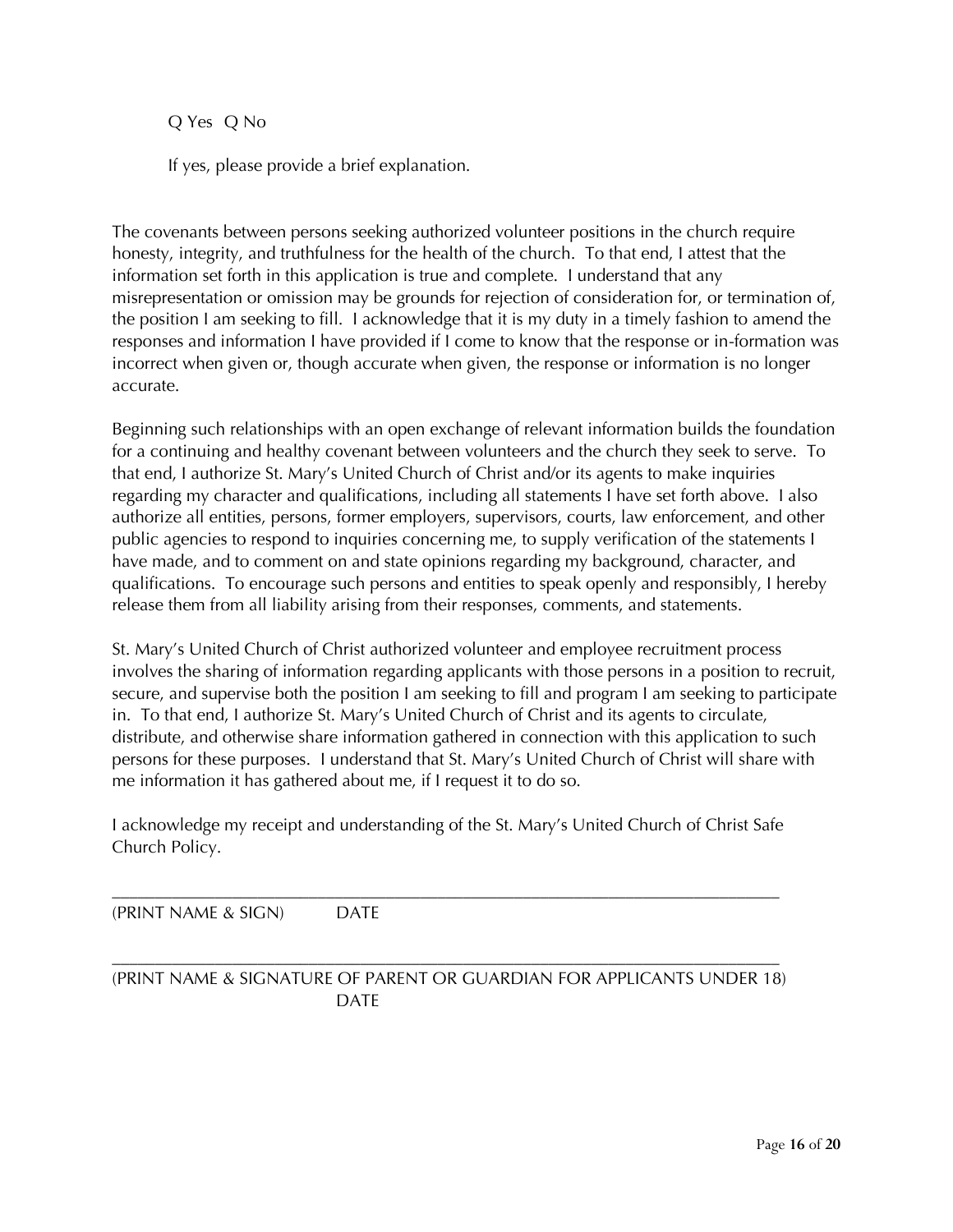Q Yes Q No

If yes, please provide a brief explanation.

The covenants between persons seeking authorized volunteer positions in the church require honesty, integrity, and truthfulness for the health of the church. To that end, I attest that the information set forth in this application is true and complete. I understand that any misrepresentation or omission may be grounds for rejection of consideration for, or termination of, the position I am seeking to fill. I acknowledge that it is my duty in a timely fashion to amend the responses and information I have provided if I come to know that the response or in-formation was incorrect when given or, though accurate when given, the response or information is no longer accurate.

Beginning such relationships with an open exchange of relevant information builds the foundation for a continuing and healthy covenant between volunteers and the church they seek to serve. To that end, I authorize St. Mary's United Church of Christ and/or its agents to make inquiries regarding my character and qualifications, including all statements I have set forth above. I also authorize all entities, persons, former employers, supervisors, courts, law enforcement, and other public agencies to respond to inquiries concerning me, to supply verification of the statements I have made, and to comment on and state opinions regarding my background, character, and qualifications. To encourage such persons and entities to speak openly and responsibly, I hereby release them from all liability arising from their responses, comments, and statements.

St. Mary's United Church of Christ authorized volunteer and employee recruitment process involves the sharing of information regarding applicants with those persons in a position to recruit, secure, and supervise both the position I am seeking to fill and program I am seeking to participate in. To that end, I authorize St. Mary's United Church of Christ and its agents to circulate, distribute, and otherwise share information gathered in connection with this application to such persons for these purposes. I understand that St. Mary's United Church of Christ will share with me information it has gathered about me, if I request it to do so.

I acknowledge my receipt and understanding of the St. Mary's United Church of Christ Safe Church Policy.

______________________________________________________________________________

(PRINT NAME & SIGN) DATE

______________________________________________________________________________

(PRINT NAME & SIGNATURE OF PARENT OR GUARDIAN FOR APPLICANTS UNDER 18) DATE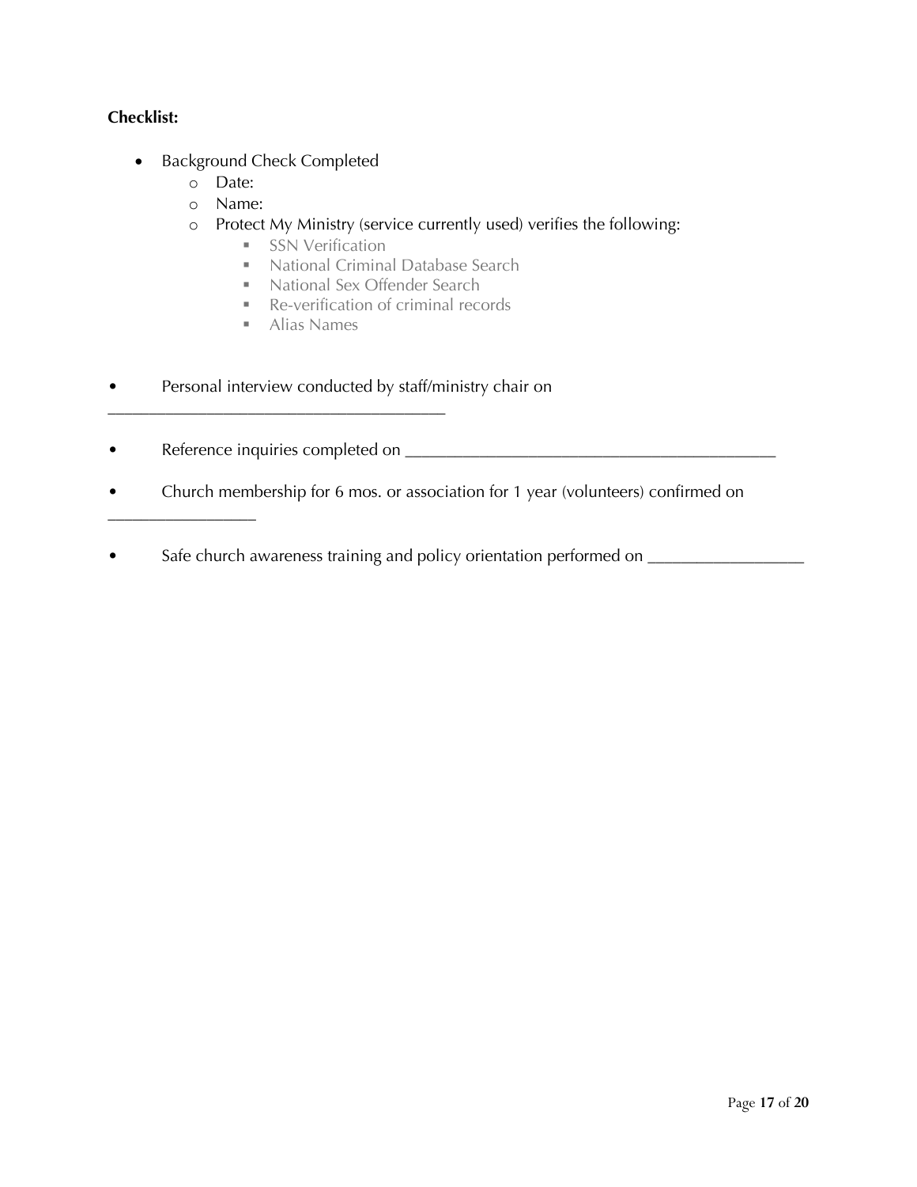**Checklist:**

- Background Check Completed
    - Date:
    - Name:
    - Protect My Ministry (service currently used) verifies the following:
        - SSN Verification
        - National Criminal Database Search
        - National Sex Offender Search
        - Re-verification of criminal records
        - Alias Names

- Personal interview conducted by staff/ministry chair on _______________________________________

- Reference inquiries completed on ___________________________________________

- Church membership for 6 mos. or association for 1 year (volunteers) confirmed on _________________

- Safe church awareness training and policy orientation performed on __________________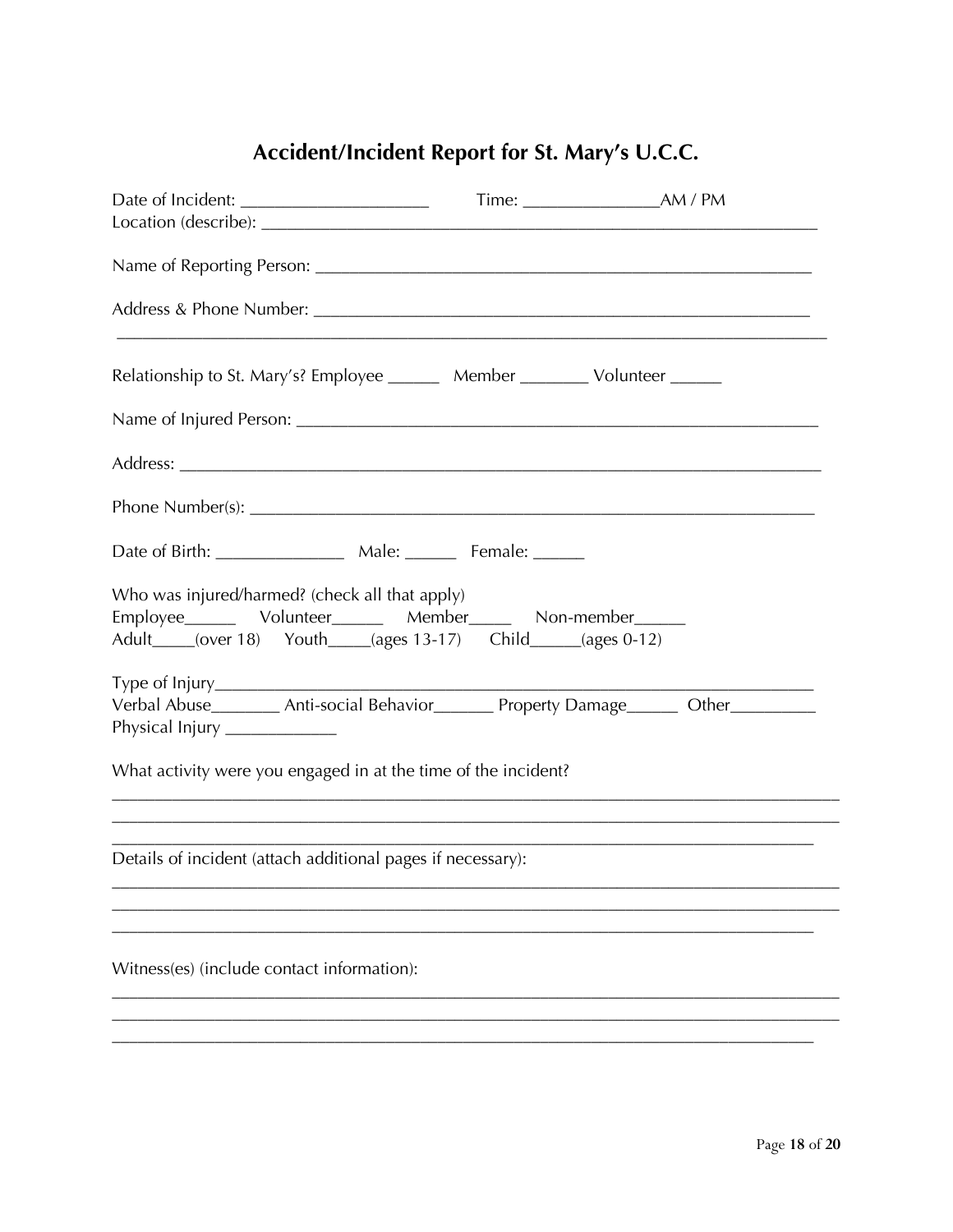# Accident/Incident Report for St. Mary's U.C.C.

Date of Incident: _____________________ Time: _______________AM / PM
Location (describe): ___________________________________________________________________

Name of Reporting Person: ________________________________________________________

Address & Phone Number: ________________________________________________________
_______________________________________________________________________________

Relationship to St. Mary's? Employee ______ Member ________ Volunteer ______

Name of Injured Person: __________________________________________________________

Address: _______________________________________________________________________

Phone Number(s): _______________________________________________________________

Date of Birth: ______________ Male: ______ Female: ______

Who was injured/harmed? (check all that apply)
Employee______ Volunteer______ Member_____ Non-member______
Adult_____(over 18) Youth_____(ages 13-17) Child______(ages 0-12)

Type of Injury___________________________________________________________________
Verbal Abuse________ Anti-social Behavior_______ Property Damage______ Other__________
Physical Injury _____________

What activity were you engaged in at the time of the incident?
_______________________________________________________________________________
_______________________________________________________________________________
_______________________________________________________________________________

Details of incident (attach additional pages if necessary):
_______________________________________________________________________________
_______________________________________________________________________________
_______________________________________________________________________________

Witness(es) (include contact information):
_______________________________________________________________________________
_______________________________________________________________________________
_______________________________________________________________________________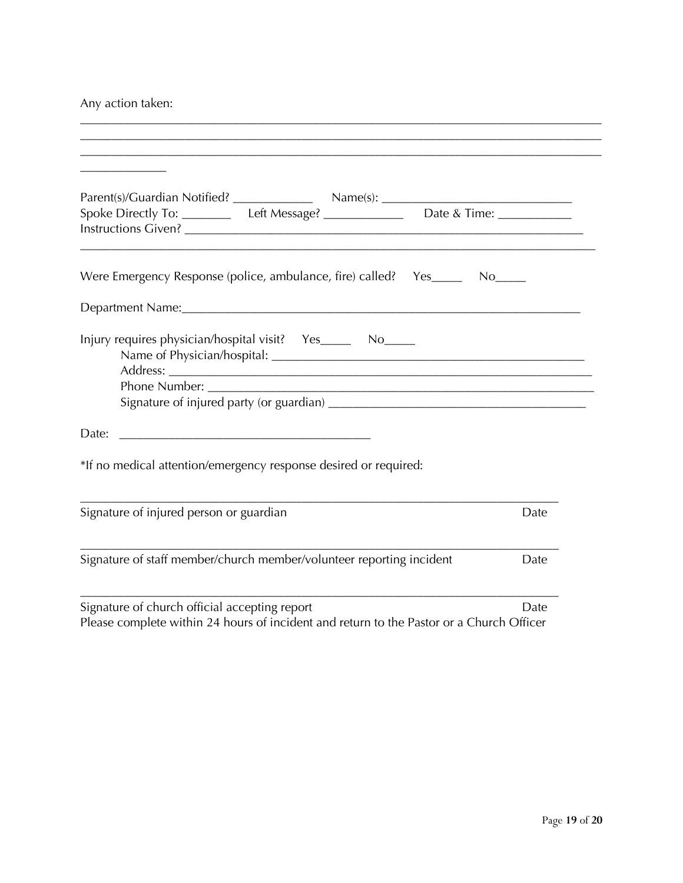Any action taken:

\_\_\_\_\_\_\_\_\_\_\_\_\_\_\_\_\_\_\_\_\_\_\_\_\_\_\_\_\_\_\_\_\_\_\_\_\_\_\_\_\_\_\_\_\_\_\_\_\_\_\_\_\_\_\_\_\_\_\_\_\_\_\_\_\_\_\_\_\_\_\_\_\_\_\_\_\_\_
\_\_\_\_\_\_\_\_\_\_\_\_\_\_\_\_\_\_\_\_\_\_\_\_\_\_\_\_\_\_\_\_\_\_\_\_\_\_\_\_\_\_\_\_\_\_\_\_\_\_\_\_\_\_\_\_\_\_\_\_\_\_\_\_\_\_\_\_\_\_\_\_\_\_\_\_\_\_
\_\_\_\_\_\_\_\_\_\_\_\_\_\_\_\_\_\_\_\_\_\_\_\_\_\_\_\_\_\_\_\_\_\_\_\_\_\_\_\_\_\_\_\_\_\_\_\_\_\_\_\_\_\_\_\_\_\_\_\_\_\_\_\_\_\_\_\_\_\_\_\_\_\_\_\_\_\_
\_\_\_\_\_\_\_\_\_\_\_\_\_

Parent(s)/Guardian Notified? \_\_\_\_\_\_\_\_\_\_\_\_ Name(s): \_\_\_\_\_\_\_\_\_\_\_\_\_\_\_\_\_\_\_\_\_\_\_\_\_\_\_\_\_\_
Spoke Directly To: \_\_\_\_\_\_\_\_ Left Message? \_\_\_\_\_\_\_\_\_\_\_\_ Date & Time: \_\_\_\_\_\_\_\_\_\_\_
Instructions Given? \_\_\_\_\_\_\_\_\_\_\_\_\_\_\_\_\_\_\_\_\_\_\_\_\_\_\_\_\_\_\_\_\_\_\_\_\_\_\_\_\_\_\_\_\_\_\_\_\_\_\_\_\_\_\_\_\_\_\_\_\_\_
\_\_\_\_\_\_\_\_\_\_\_\_\_\_\_\_\_\_\_\_\_\_\_\_\_\_\_\_\_\_\_\_\_\_\_\_\_\_\_\_\_\_\_\_\_\_\_\_\_\_\_\_\_\_\_\_\_\_\_\_\_\_\_\_\_\_\_\_\_\_\_\_\_\_\_\_\_\_

Were Emergency Response (police, ambulance, fire) called? Yes\_\_\_\_\_ No\_\_\_\_\_

Department Name:\_\_\_\_\_\_\_\_\_\_\_\_\_\_\_\_\_\_\_\_\_\_\_\_\_\_\_\_\_\_\_\_\_\_\_\_\_\_\_\_\_\_\_\_\_\_\_\_\_\_\_\_\_\_\_\_\_\_\_\_\_\_

Injury requires physician/hospital visit? Yes\_\_\_\_\_ No\_\_\_\_\_

Name of Physician/hospital: \_\_\_\_\_\_\_\_\_\_\_\_\_\_\_\_\_\_\_\_\_\_\_\_\_\_\_\_\_\_\_\_\_\_\_\_\_\_\_\_\_\_\_\_\_\_\_\_\_
Address: \_\_\_\_\_\_\_\_\_\_\_\_\_\_\_\_\_\_\_\_\_\_\_\_\_\_\_\_\_\_\_\_\_\_\_\_\_\_\_\_\_\_\_\_\_\_\_\_\_\_\_\_\_\_\_\_\_\_\_\_\_\_\_\_\_
Phone Number: \_\_\_\_\_\_\_\_\_\_\_\_\_\_\_\_\_\_\_\_\_\_\_\_\_\_\_\_\_\_\_\_\_\_\_\_\_\_\_\_\_\_\_\_\_\_\_\_\_\_\_\_\_\_\_\_\_\_\_\_\_
Signature of injured party (or guardian) \_\_\_\_\_\_\_\_\_\_\_\_\_\_\_\_\_\_\_\_\_\_\_\_\_\_\_\_\_\_\_\_\_\_\_\_\_\_\_\_

Date: \_\_\_\_\_\_\_\_\_\_\_\_\_\_\_\_\_\_\_\_\_\_\_\_\_\_\_\_\_\_\_\_\_\_\_\_\_\_\_\_

*If no medical attention/emergency response desired or required:

\_\_\_\_\_\_\_\_\_\_\_\_\_\_\_\_\_\_\_\_\_\_\_\_\_\_\_\_\_\_\_\_\_\_\_\_\_\_\_\_\_\_\_\_\_\_\_\_\_\_\_\_\_\_\_\_\_\_\_\_\_\_\_\_\_\_\_\_\_\_\_\_\_\_\_
Signature of injured person or guardian Date

\_\_\_\_\_\_\_\_\_\_\_\_\_\_\_\_\_\_\_\_\_\_\_\_\_\_\_\_\_\_\_\_\_\_\_\_\_\_\_\_\_\_\_\_\_\_\_\_\_\_\_\_\_\_\_\_\_\_\_\_\_\_\_\_\_\_\_\_\_\_\_\_\_\_\_
Signature of staff member/church member/volunteer reporting incident Date

\_\_\_\_\_\_\_\_\_\_\_\_\_\_\_\_\_\_\_\_\_\_\_\_\_\_\_\_\_\_\_\_\_\_\_\_\_\_\_\_\_\_\_\_\_\_\_\_\_\_\_\_\_\_\_\_\_\_\_\_\_\_\_\_\_\_\_\_\_\_\_\_\_\_\_
Signature of church official accepting report Date
Please complete within 24 hours of incident and return to the Pastor or a Church Officer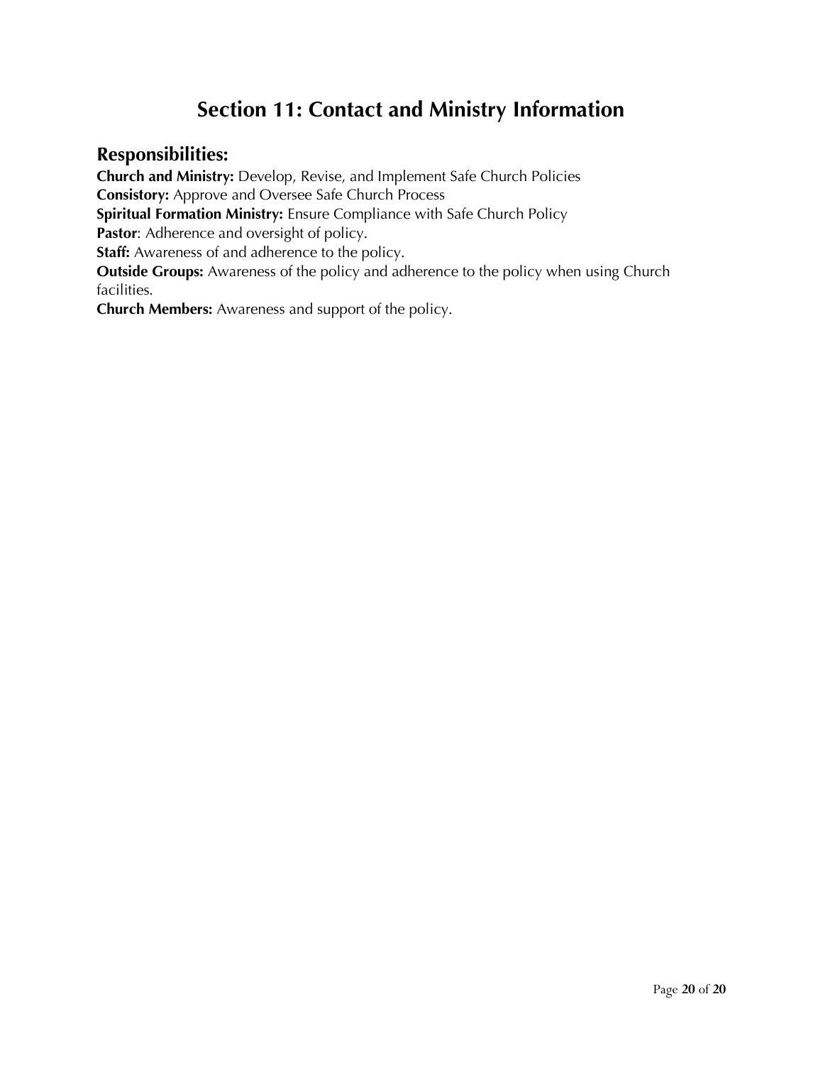# Section 11: Contact and Ministry Information

## Responsibilities:

**Church and Ministry:** Develop, Revise, and Implement Safe Church Policies
**Consistory:** Approve and Oversee Safe Church Process
**Spiritual Formation Ministry:** Ensure Compliance with Safe Church Policy
**Pastor**: Adherence and oversight of policy.
**Staff:** Awareness of and adherence to the policy.
**Outside Groups:** Awareness of the policy and adherence to the policy when using Church facilities.
**Church Members:** Awareness and support of the policy.